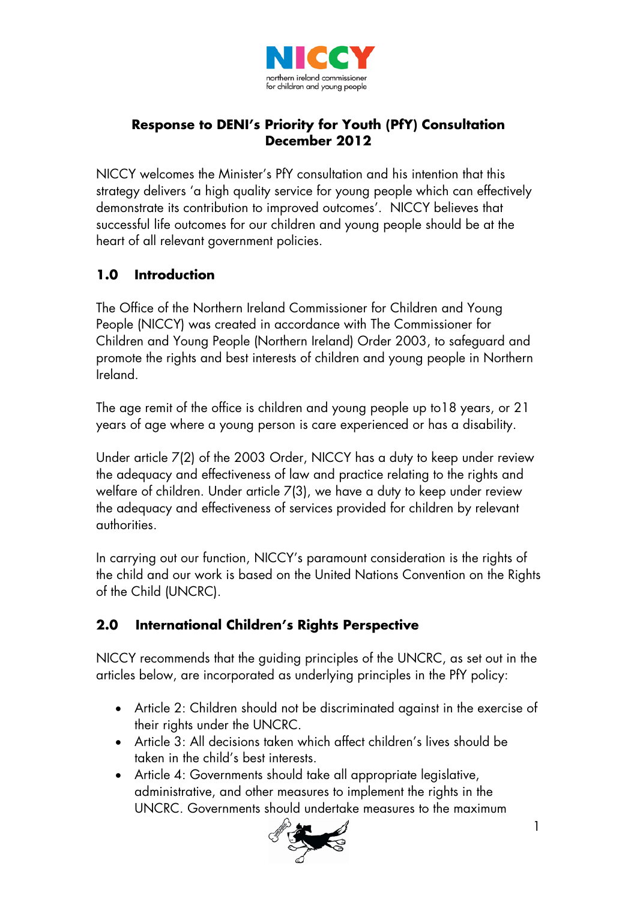**Response to DENI's Priority for Youth (PfY) Consultation December 2012**

NICCY welcomes the Minister's PfY consultation and his intention that this strategy delivers 'a high quality service for young people which can effectively demonstrate its contribution to improved outcomes'. NICCY believes that successful life outcomes for our children and young people should be at the heart of all relevant government policies.

## 1.0 Introduction

The Office of the Northern Ireland Commissioner for Children and Young People (NICCY) was created in accordance with The Commissioner for Children and Young People (Northern Ireland) Order 2003, to safeguard and promote the rights and best interests of children and young people in Northern Ireland.

The age remit of the office is children and young people up to18 years, or 21 years of age where a young person is care experienced or has a disability.

Under article 7(2) of the 2003 Order, NICCY has a duty to keep under review the adequacy and effectiveness of law and practice relating to the rights and welfare of children. Under article 7(3), we have a duty to keep under review the adequacy and effectiveness of services provided for children by relevant authorities.

In carrying out our function, NICCY's paramount consideration is the rights of the child and our work is based on the United Nations Convention on the Rights of the Child (UNCRC).

## 2.0 International Children's Rights Perspective

NICCY recommends that the guiding principles of the UNCRC, as set out in the articles below, are incorporated as underlying principles in the PfY policy:

- Article 2: Children should not be discriminated against in the exercise of their rights under the UNCRC.
- Article 3: All decisions taken which affect children's lives should be taken in the child's best interests.
- Article 4: Governments should take all appropriate legislative, administrative, and other measures to implement the rights in the UNCRC. Governments should undertake measures to the maximum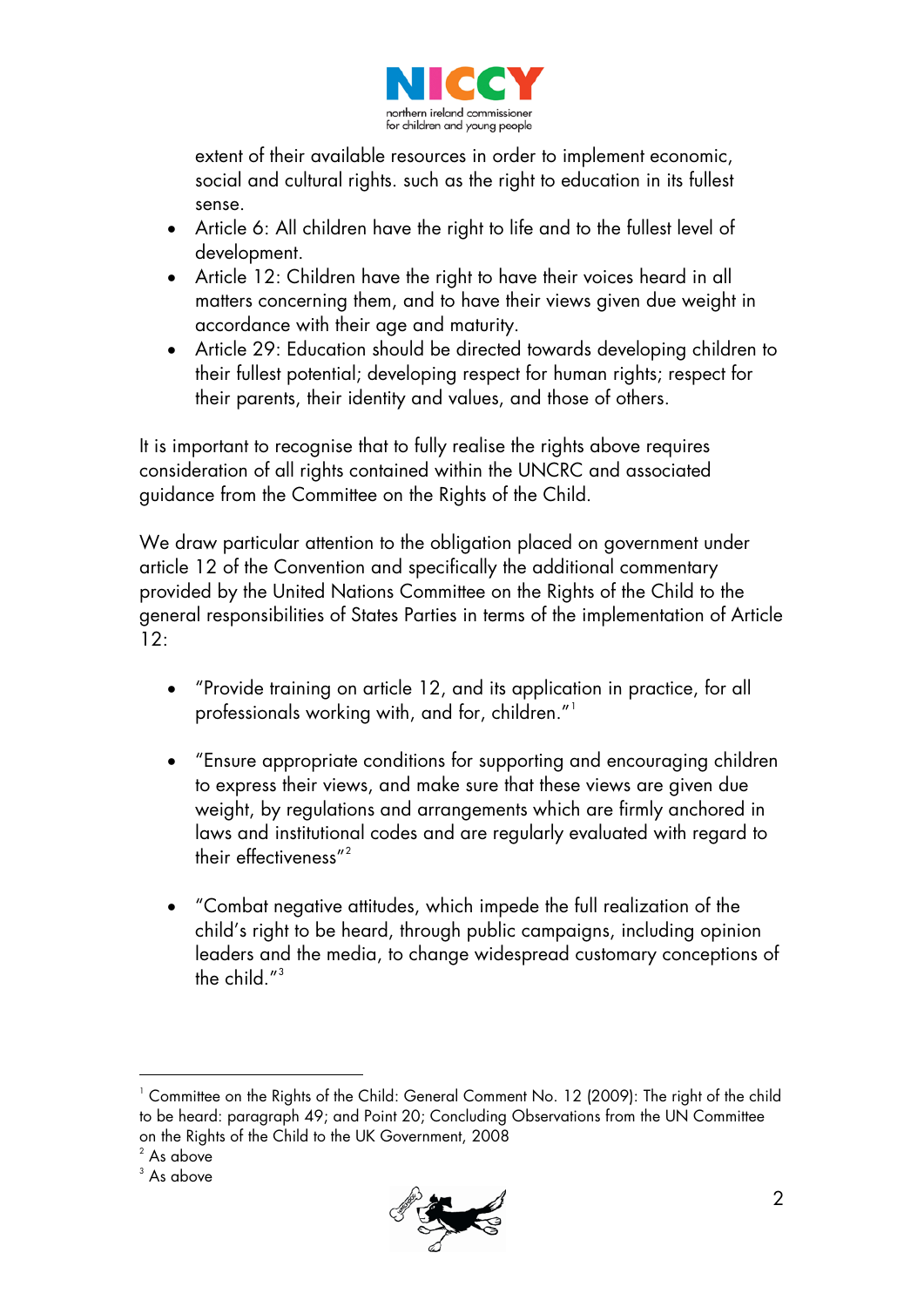extent of their available resources in order to implement economic, social and cultural rights. such as the right to education in its fullest sense.

- Article 6: All children have the right to life and to the fullest level of development.
- Article 12: Children have the right to have their voices heard in all matters concerning them, and to have their views given due weight in accordance with their age and maturity.
- Article 29: Education should be directed towards developing children to their fullest potential; developing respect for human rights; respect for their parents, their identity and values, and those of others.

It is important to recognise that to fully realise the rights above requires consideration of all rights contained within the UNCRC and associated guidance from the Committee on the Rights of the Child.

We draw particular attention to the obligation placed on government under article 12 of the Convention and specifically the additional commentary provided by the United Nations Committee on the Rights of the Child to the general responsibilities of States Parties in terms of the implementation of Article 12:

- "Provide training on article 12, and its application in practice, for all professionals working with, and for, children."[1]

- "Ensure appropriate conditions for supporting and encouraging children to express their views, and make sure that these views are given due weight, by regulations and arrangements which are firmly anchored in laws and institutional codes and are regularly evaluated with regard to their effectiveness"[2]

- "Combat negative attitudes, which impede the full realization of the child's right to be heard, through public campaigns, including opinion leaders and the media, to change widespread customary conceptions of the child."[3]

---

[1] Committee on the Rights of the Child: General Comment No. 12 (2009): The right of the child to be heard: paragraph 49; and Point 20; Concluding Observations from the UN Committee on the Rights of the Child to the UK Government, 2008

[2] As above

[3] As above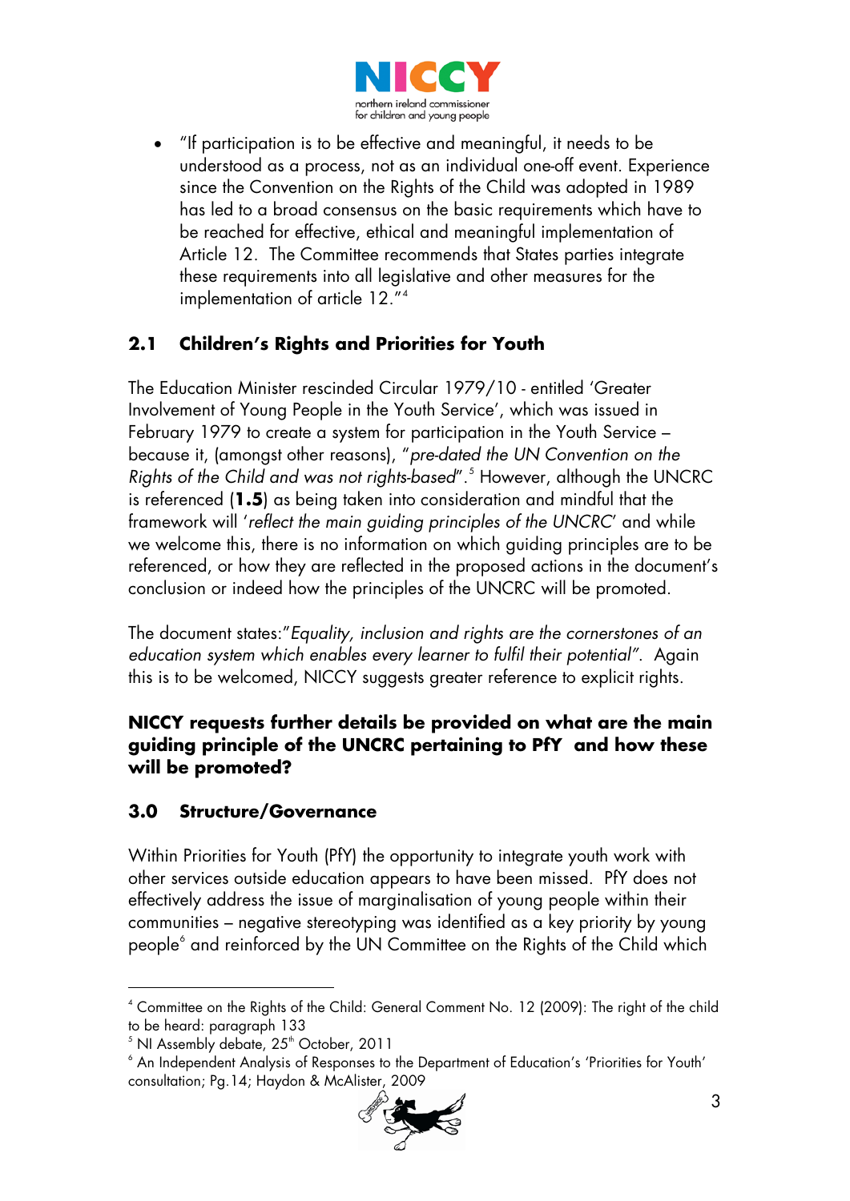- "If participation is to be effective and meaningful, it needs to be understood as a process, not as an individual one-off event. Experience since the Convention on the Rights of the Child was adopted in 1989 has led to a broad consensus on the basic requirements which have to be reached for effective, ethical and meaningful implementation of Article 12. The Committee recommends that States parties integrate these requirements into all legislative and other measures for the implementation of article 12."[4]

## 2.1 Children's Rights and Priorities for Youth

The Education Minister rescinded Circular 1979/10 - entitled 'Greater Involvement of Young People in the Youth Service', which was issued in February 1979 to create a system for participation in the Youth Service – because it, (amongst other reasons), "*pre-dated the UN Convention on the Rights of the Child and was not rights-based*".[5] However, although the UNCRC is referenced (**1.5**) as being taken into consideration and mindful that the framework will '*reflect the main guiding principles of the UNCRC*' and while we welcome this, there is no information on which guiding principles are to be referenced, or how they are reflected in the proposed actions in the document's conclusion or indeed how the principles of the UNCRC will be promoted.

The document states:"*Equality, inclusion and rights are the cornerstones of an education system which enables every learner to fulfil their potential"*. Again this is to be welcomed, NICCY suggests greater reference to explicit rights.

**NICCY requests further details be provided on what are the main guiding principle of the UNCRC pertaining to PfY and how these will be promoted?**

## 3.0 Structure/Governance

Within Priorities for Youth (PfY) the opportunity to integrate youth work with other services outside education appears to have been missed. PfY does not effectively address the issue of marginalisation of young people within their communities – negative stereotyping was identified as a key priority by young people[6] and reinforced by the UN Committee on the Rights of the Child which

---

[4] Committee on the Rights of the Child: General Comment No. 12 (2009): The right of the child to be heard: paragraph 133

[5] NI Assembly debate, 25th October, 2011

[6] An Independent Analysis of Responses to the Department of Education's 'Priorities for Youth' consultation; Pg.14; Haydon & McAlister, 2009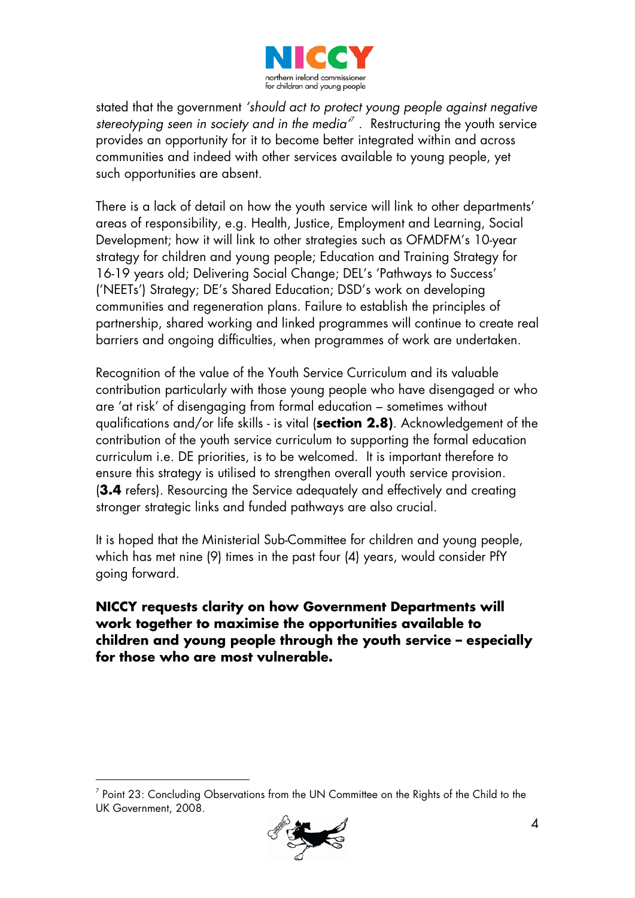stated that the government *'should act to protect young people against negative stereotyping seen in society and in the media'*[7]. Restructuring the youth service provides an opportunity for it to become better integrated within and across communities and indeed with other services available to young people, yet such opportunities are absent.

There is a lack of detail on how the youth service will link to other departments' areas of responsibility, e.g. Health, Justice, Employment and Learning, Social Development; how it will link to other strategies such as OFMDFM's 10-year strategy for children and young people; Education and Training Strategy for 16-19 years old; Delivering Social Change; DEL's 'Pathways to Success' ('NEETs') Strategy; DE's Shared Education; DSD's work on developing communities and regeneration plans. Failure to establish the principles of partnership, shared working and linked programmes will continue to create real barriers and ongoing difficulties, when programmes of work are undertaken.

Recognition of the value of the Youth Service Curriculum and its valuable contribution particularly with those young people who have disengaged or who are 'at risk' of disengaging from formal education – sometimes without qualifications and/or life skills - is vital (**section 2.8)**. Acknowledgement of the contribution of the youth service curriculum to supporting the formal education curriculum i.e. DE priorities, is to be welcomed. It is important therefore to ensure this strategy is utilised to strengthen overall youth service provision. (**3.4** refers). Resourcing the Service adequately and effectively and creating stronger strategic links and funded pathways are also crucial.

It is hoped that the Ministerial Sub-Committee for children and young people, which has met nine (9) times in the past four (4) years, would consider PfY going forward.

**NICCY requests clarity on how Government Departments will work together to maximise the opportunities available to children and young people through the youth service – especially for those who are most vulnerable.**

---

[7] Point 23: Concluding Observations from the UN Committee on the Rights of the Child to the UK Government, 2008.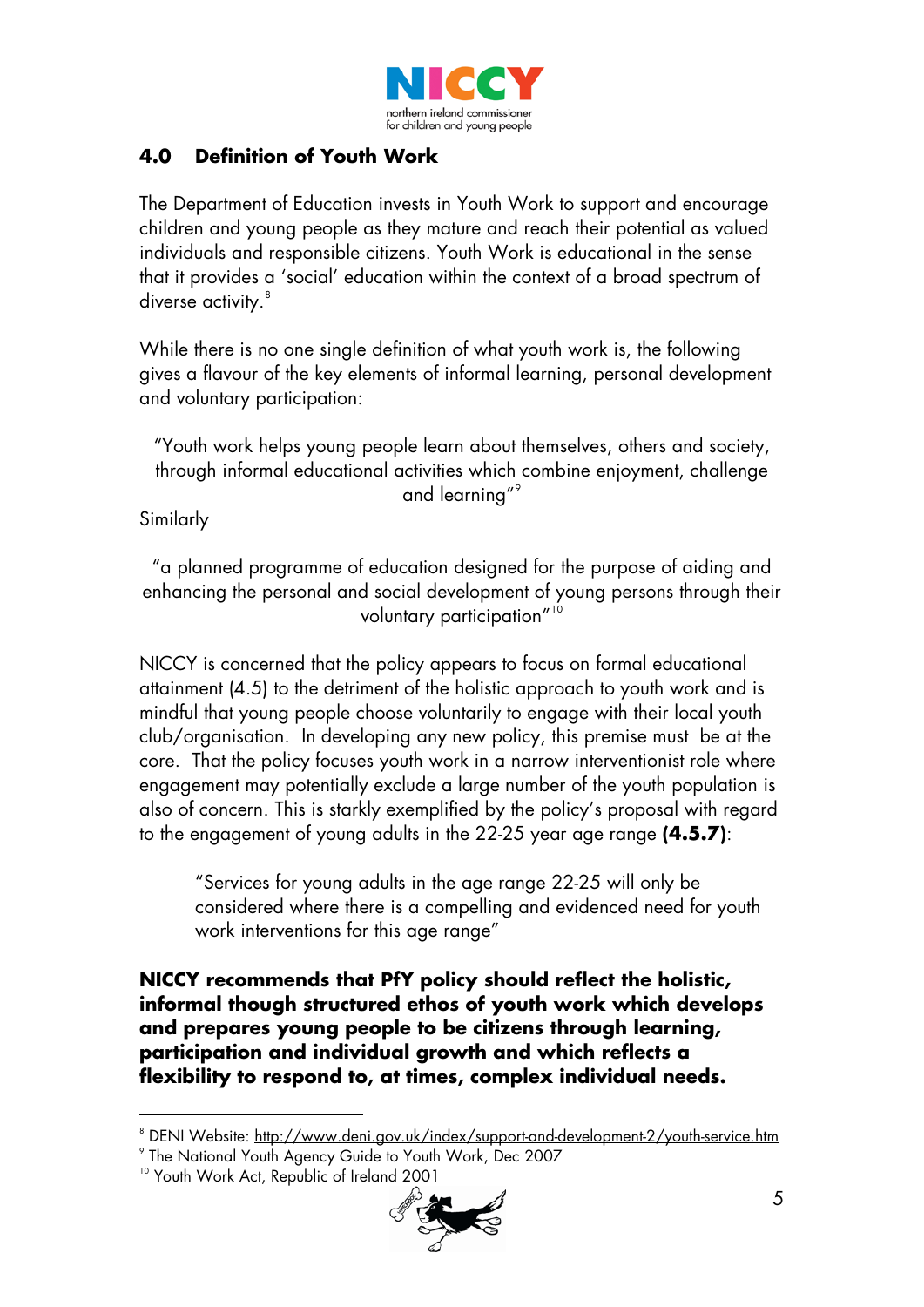## 4.0 Definition of Youth Work

The Department of Education invests in Youth Work to support and encourage children and young people as they mature and reach their potential as valued individuals and responsible citizens. Youth Work is educational in the sense that it provides a 'social' education within the context of a broad spectrum of diverse activity.[8]

While there is no one single definition of what youth work is, the following gives a flavour of the key elements of informal learning, personal development and voluntary participation:

> "Youth work helps young people learn about themselves, others and society, through informal educational activities which combine enjoyment, challenge and learning"[9]

Similarly

> "a planned programme of education designed for the purpose of aiding and enhancing the personal and social development of young persons through their voluntary participation"[10]

NICCY is concerned that the policy appears to focus on formal educational attainment (4.5) to the detriment of the holistic approach to youth work and is mindful that young people choose voluntarily to engage with their local youth club/organisation. In developing any new policy, this premise must be at the core. That the policy focuses youth work in a narrow interventionist role where engagement may potentially exclude a large number of the youth population is also of concern. This is starkly exemplified by the policy's proposal with regard to the engagement of young adults in the 22-25 year age range **(4.5.7)**:

> "Services for young adults in the age range 22-25 will only be considered where there is a compelling and evidenced need for youth work interventions for this age range"

**NICCY recommends that PfY policy should reflect the holistic, informal though structured ethos of youth work which develops and prepares young people to be citizens through learning, participation and individual growth and which reflects a flexibility to respond to, at times, complex individual needs.**

---

[8] DENI Website: http://www.deni.gov.uk/index/support-and-development-2/youth-service.htm

[9] The National Youth Agency Guide to Youth Work, Dec 2007

[10] Youth Work Act, Republic of Ireland 2001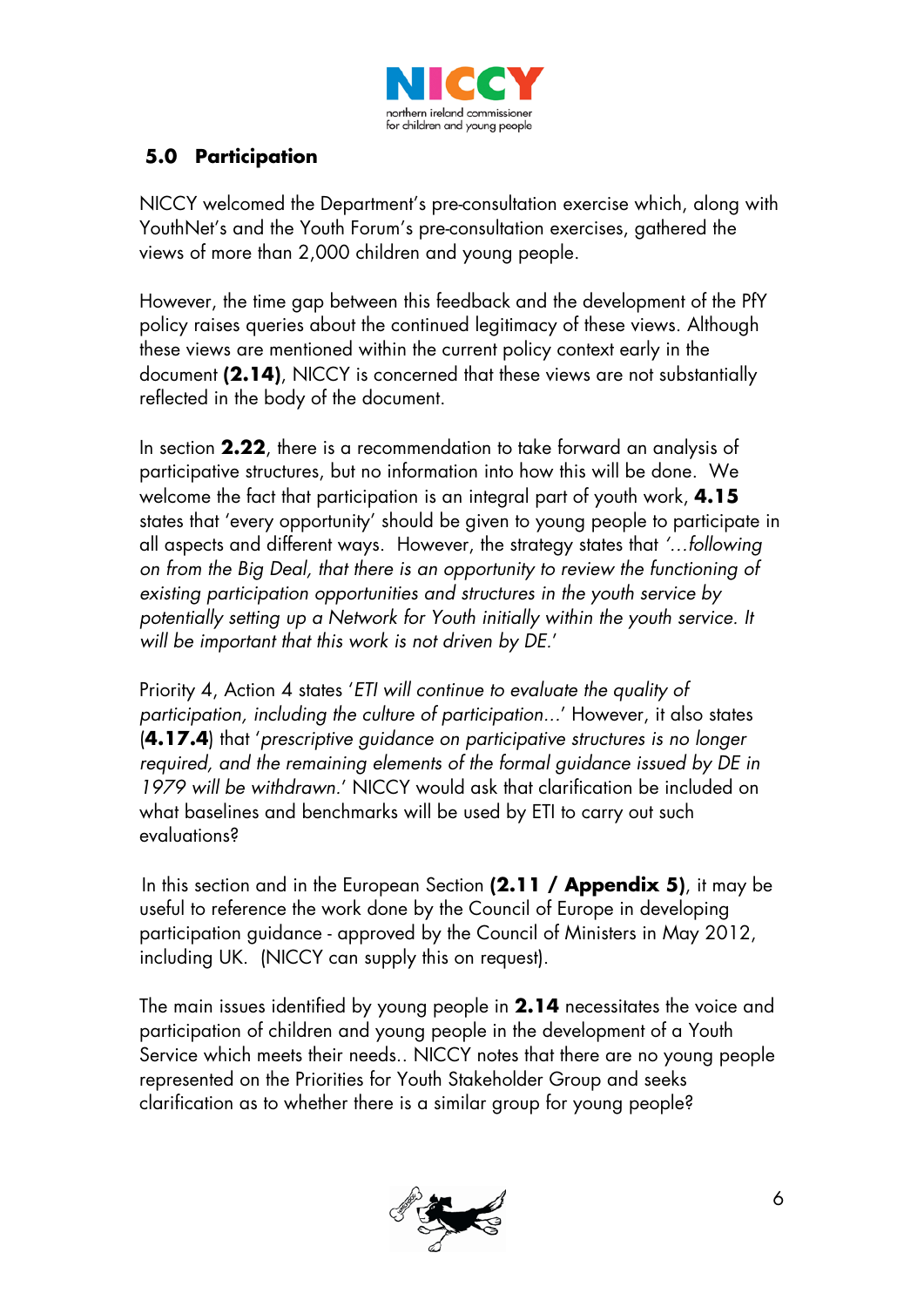## 5.0 Participation

NICCY welcomed the Department's pre-consultation exercise which, along with YouthNet's and the Youth Forum's pre-consultation exercises, gathered the views of more than 2,000 children and young people.

However, the time gap between this feedback and the development of the PfY policy raises queries about the continued legitimacy of these views. Although these views are mentioned within the current policy context early in the document **(2.14)**, NICCY is concerned that these views are not substantially reflected in the body of the document.

In section **2.22**, there is a recommendation to take forward an analysis of participative structures, but no information into how this will be done. We welcome the fact that participation is an integral part of youth work, **4.15** states that 'every opportunity' should be given to young people to participate in all aspects and different ways. However, the strategy states that *'…following on from the Big Deal, that there is an opportunity to review the functioning of existing participation opportunities and structures in the youth service by potentially setting up a Network for Youth initially within the youth service. It will be important that this work is not driven by DE.'*

Priority 4, Action 4 states '*ETI will continue to evaluate the quality of participation, including the culture of participation…*' However, it also states (**4.17.4**) that '*prescriptive guidance on participative structures is no longer required, and the remaining elements of the formal guidance issued by DE in 1979 will be withdrawn.*' NICCY would ask that clarification be included on what baselines and benchmarks will be used by ETI to carry out such evaluations?

In this section and in the European Section **(2.11 / Appendix 5)**, it may be useful to reference the work done by the Council of Europe in developing participation guidance - approved by the Council of Ministers in May 2012, including UK. (NICCY can supply this on request).

The main issues identified by young people in **2.14** necessitates the voice and participation of children and young people in the development of a Youth Service which meets their needs.. NICCY notes that there are no young people represented on the Priorities for Youth Stakeholder Group and seeks clarification as to whether there is a similar group for young people?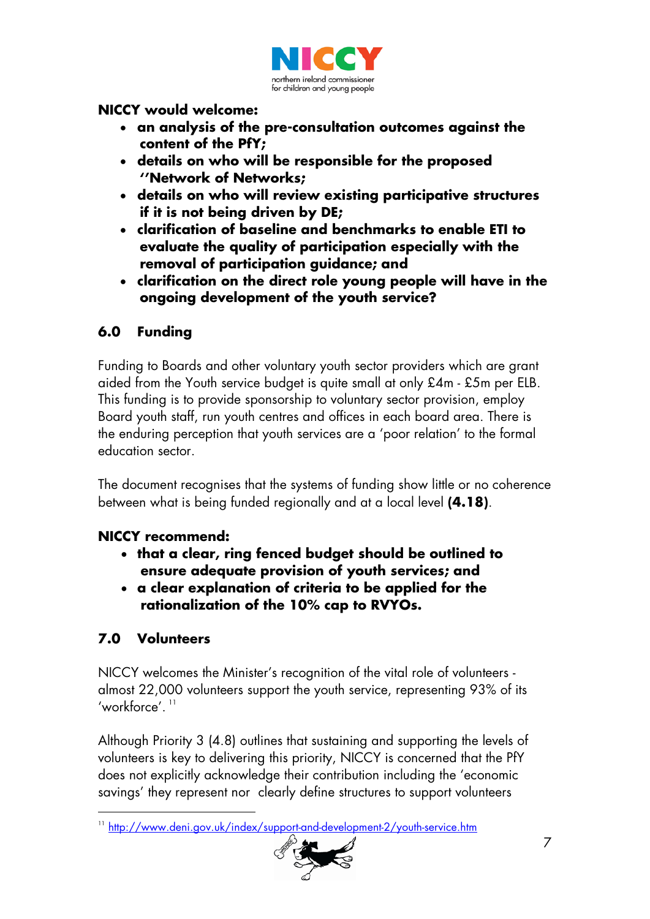**NICCY would welcome:**

- **an analysis of the pre-consultation outcomes against the content of the PfY;**
- **details on who will be responsible for the proposed ''Network of Networks;**
- **details on who will review existing participative structures if it is not being driven by DE;**
- **clarification of baseline and benchmarks to enable ETI to evaluate the quality of participation especially with the removal of participation guidance; and**
- **clarification on the direct role young people will have in the ongoing development of the youth service?**

## 6.0 Funding

Funding to Boards and other voluntary youth sector providers which are grant aided from the Youth service budget is quite small at only £4m - £5m per ELB. This funding is to provide sponsorship to voluntary sector provision, employ Board youth staff, run youth centres and offices in each board area. There is the enduring perception that youth services are a 'poor relation' to the formal education sector.

The document recognises that the systems of funding show little or no coherence between what is being funded regionally and at a local level **(4.18)**.

**NICCY recommend:**

- **that a clear, ring fenced budget should be outlined to ensure adequate provision of youth services; and**
- **a clear explanation of criteria to be applied for the rationalization of the 10% cap to RVYOs.**

## 7.0 Volunteers

NICCY welcomes the Minister's recognition of the vital role of volunteers - almost 22,000 volunteers support the youth service, representing 93% of its 'workforce'. [11]

Although Priority 3 (4.8) outlines that sustaining and supporting the levels of volunteers is key to delivering this priority, NICCY is concerned that the PfY does not explicitly acknowledge their contribution including the 'economic savings' they represent nor clearly define structures to support volunteers

[11] http://www.deni.gov.uk/index/support-and-development-2/youth-service.htm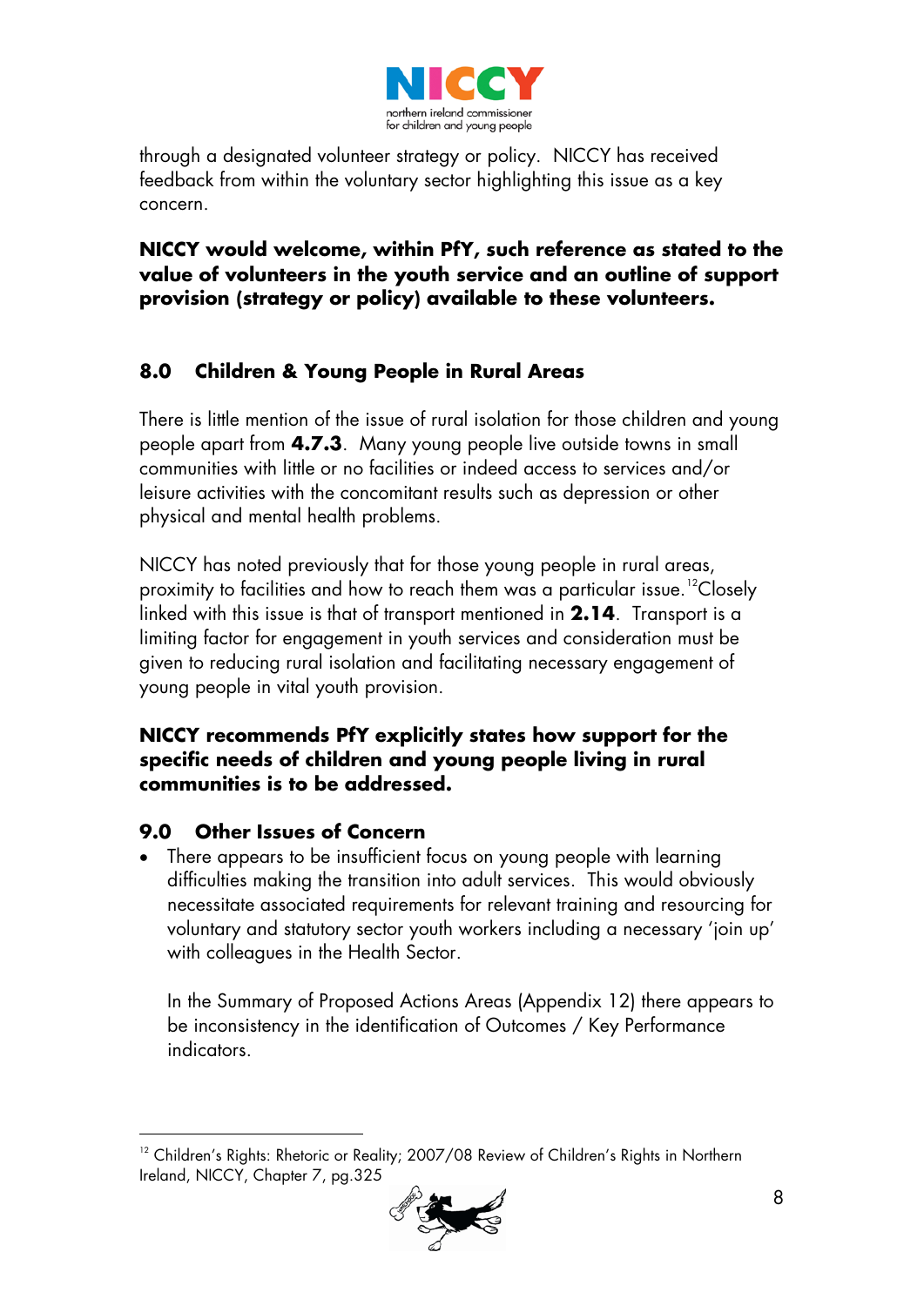through a designated volunteer strategy or policy. NICCY has received feedback from within the voluntary sector highlighting this issue as a key concern.

**NICCY would welcome, within PfY, such reference as stated to the value of volunteers in the youth service and an outline of support provision (strategy or policy) available to these volunteers.**

## 8.0 Children & Young People in Rural Areas

There is little mention of the issue of rural isolation for those children and young people apart from **4.7.3**. Many young people live outside towns in small communities with little or no facilities or indeed access to services and/or leisure activities with the concomitant results such as depression or other physical and mental health problems.

NICCY has noted previously that for those young people in rural areas, proximity to facilities and how to reach them was a particular issue.[12] Closely linked with this issue is that of transport mentioned in **2.14**. Transport is a limiting factor for engagement in youth services and consideration must be given to reducing rural isolation and facilitating necessary engagement of young people in vital youth provision.

**NICCY recommends PfY explicitly states how support for the specific needs of children and young people living in rural communities is to be addressed.**

## 9.0 Other Issues of Concern

- There appears to be insufficient focus on young people with learning difficulties making the transition into adult services. This would obviously necessitate associated requirements for relevant training and resourcing for voluntary and statutory sector youth workers including a necessary 'join up' with colleagues in the Health Sector.

  In the Summary of Proposed Actions Areas (Appendix 12) there appears to be inconsistency in the identification of Outcomes / Key Performance indicators.

[12] Children's Rights: Rhetoric or Reality; 2007/08 Review of Children's Rights in Northern Ireland, NICCY, Chapter 7, pg.325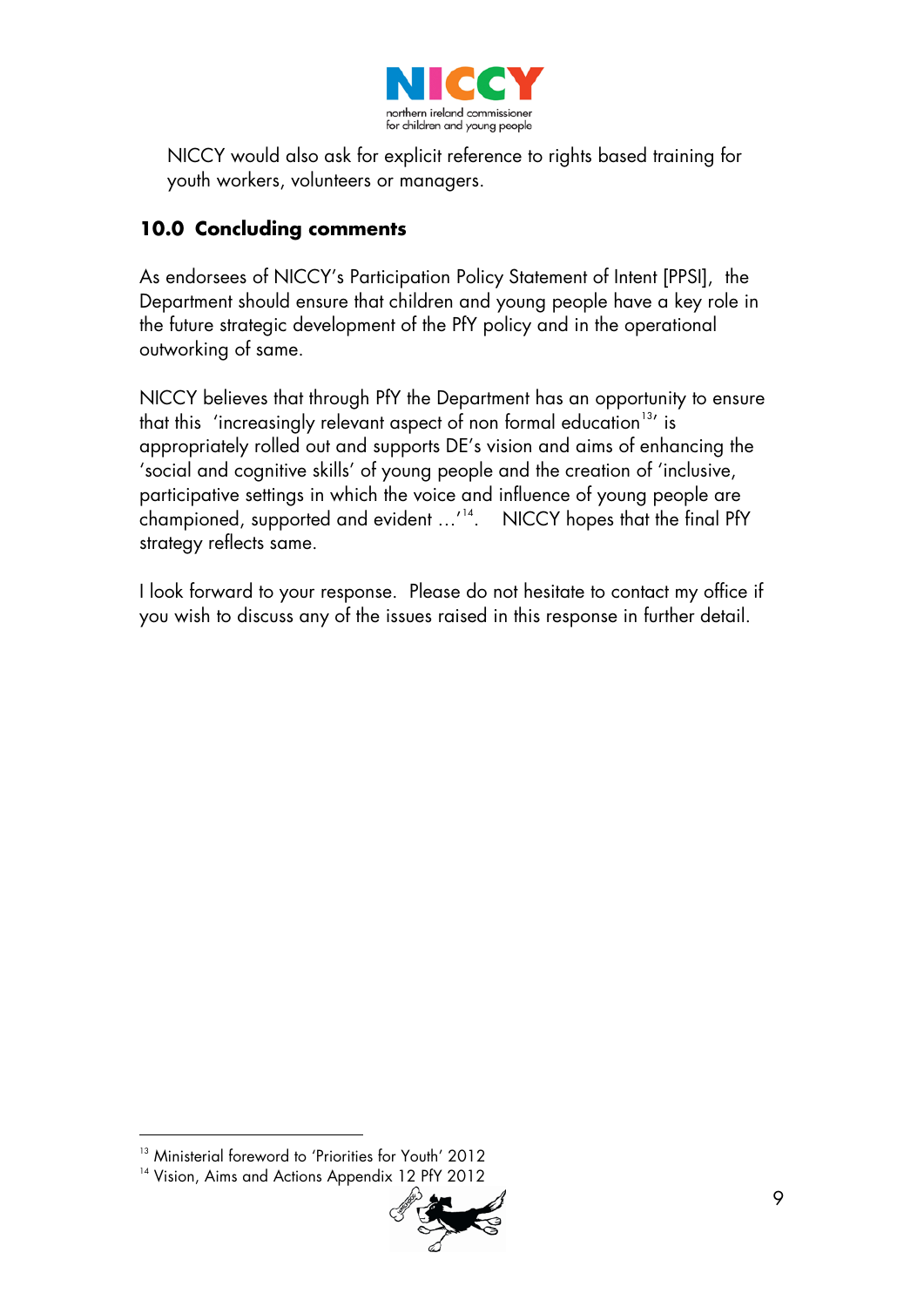NICCY would also ask for explicit reference to rights based training for youth workers, volunteers or managers.

## 10.0 Concluding comments

As endorsees of NICCY's Participation Policy Statement of Intent [PPSI], the Department should ensure that children and young people have a key role in the future strategic development of the PfY policy and in the operational outworking of same.

NICCY believes that through PfY the Department has an opportunity to ensure that this 'increasingly relevant aspect of non formal education[13]' is appropriately rolled out and supports DE's vision and aims of enhancing the 'social and cognitive skills' of young people and the creation of 'inclusive, participative settings in which the voice and influence of young people are championed, supported and evident …'[14]. NICCY hopes that the final PfY strategy reflects same.

I look forward to your response. Please do not hesitate to contact my office if you wish to discuss any of the issues raised in this response in further detail.

---

[13] Ministerial foreword to 'Priorities for Youth' 2012

[14] Vision, Aims and Actions Appendix 12 PfY 2012